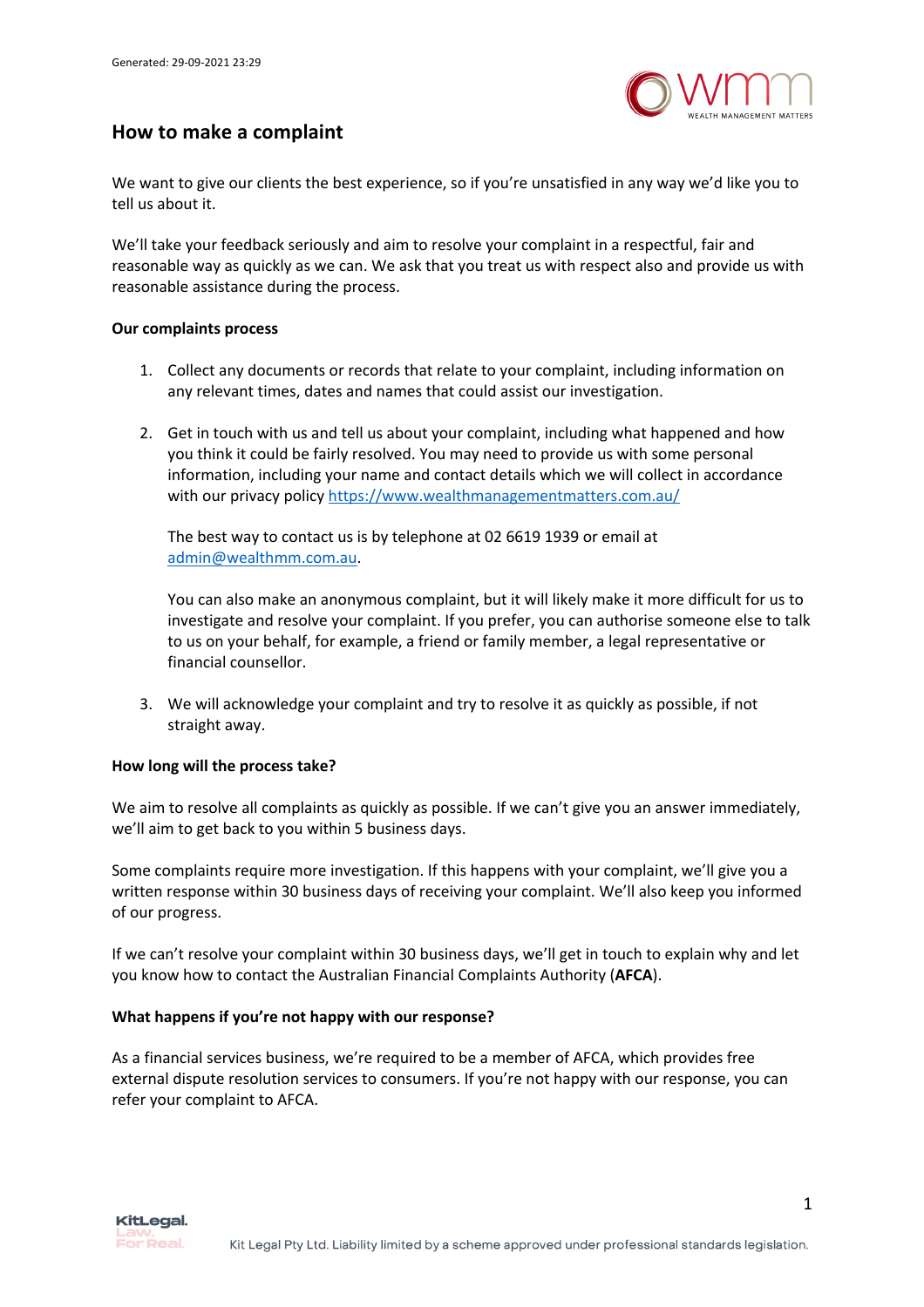# How to make a complaint

We want to give our clients the best experience, so if you're unsatisfied in any way we'd like you to tell us about it.

We'll take your feedback seriously and aim to resolve your complaint in a respectful, fair and reasonable way as quickly as we can. We ask that you treat us with respect also and provide us with reasonable assistance during the process.

**Our complaints process**

1. Collect any documents or records that relate to your complaint, including information on any relevant times, dates and names that could assist our investigation.

2. Get in touch with us and tell us about your complaint, including what happened and how you think it could be fairly resolved. You may need to provide us with some personal information, including your name and contact details which we will collect in accordance with our privacy policy https://www.wealthmanagementmatters.com.au/

   The best way to contact us is by telephone at 02 6619 1939 or email at admin@wealthmm.com.au.

   You can also make an anonymous complaint, but it will likely make it more difficult for us to investigate and resolve your complaint. If you prefer, you can authorise someone else to talk to us on your behalf, for example, a friend or family member, a legal representative or financial counsellor.

3. We will acknowledge your complaint and try to resolve it as quickly as possible, if not straight away.

**How long will the process take?**

We aim to resolve all complaints as quickly as possible. If we can't give you an answer immediately, we'll aim to get back to you within 5 business days.

Some complaints require more investigation. If this happens with your complaint, we'll give you a written response within 30 business days of receiving your complaint. We'll also keep you informed of our progress.

If we can't resolve your complaint within 30 business days, we'll get in touch to explain why and let you know how to contact the Australian Financial Complaints Authority (**AFCA**).

**What happens if you're not happy with our response?**

As a financial services business, we're required to be a member of AFCA, which provides free external dispute resolution services to consumers. If you're not happy with our response, you can refer your complaint to AFCA.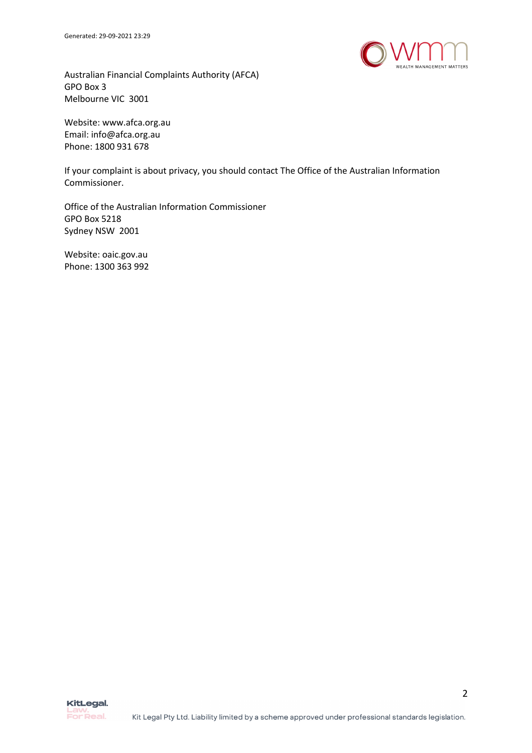Australian Financial Complaints Authority (AFCA)
GPO Box 3
Melbourne VIC 3001

Website: www.afca.org.au
Email: info@afca.org.au
Phone: 1800 931 678

If your complaint is about privacy, you should contact The Office of the Australian Information Commissioner.

Office of the Australian Information Commissioner
GPO Box 5218
Sydney NSW 2001

Website: oaic.gov.au
Phone: 1300 363 992